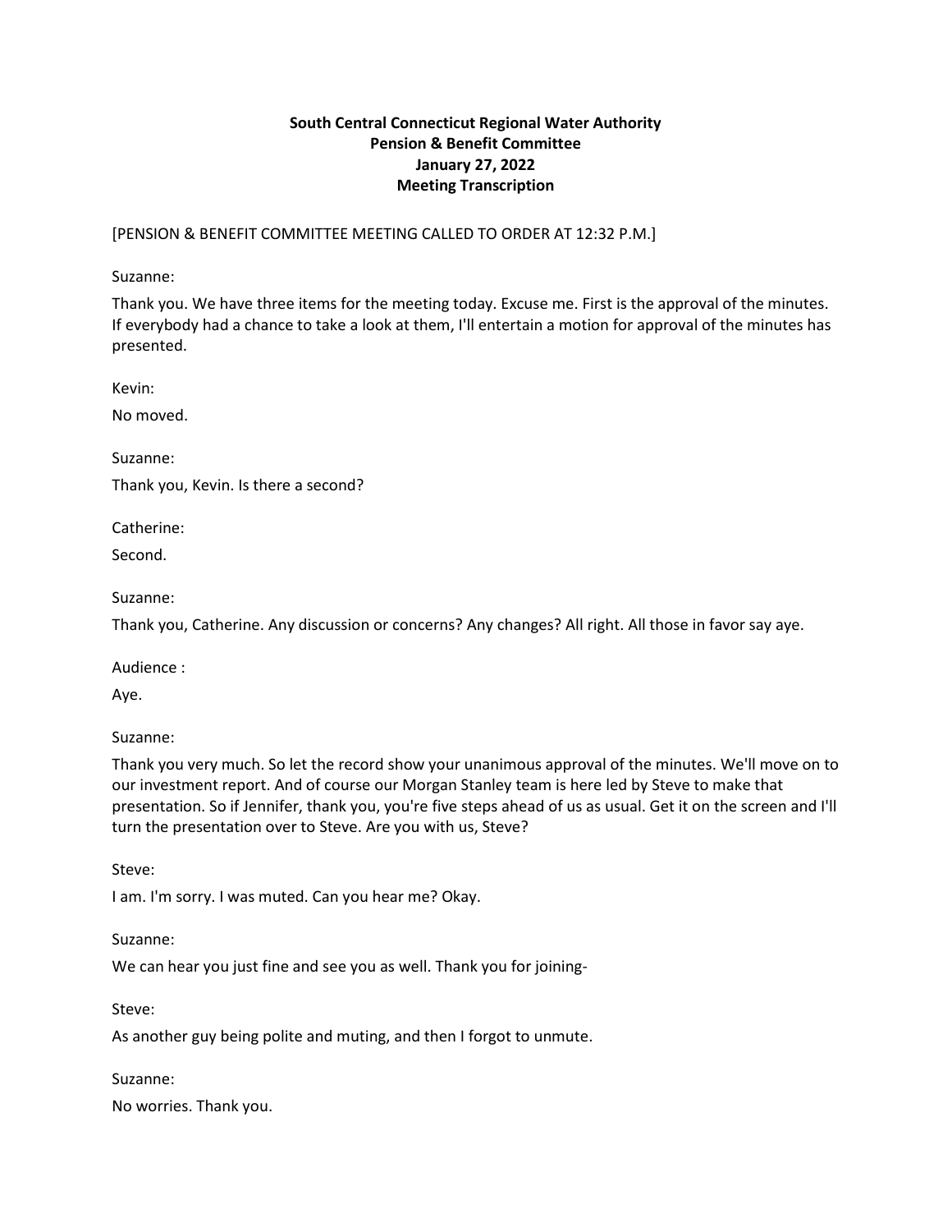**South Central Connecticut Regional Water Authority**
**Pension & Benefit Committee**
**January 27, 2022**
**Meeting Transcription**

[PENSION & BENEFIT COMMITTEE MEETING CALLED TO ORDER AT 12:32 P.M.]

Suzanne:

Thank you. We have three items for the meeting today. Excuse me. First is the approval of the minutes. If everybody had a chance to take a look at them, I'll entertain a motion for approval of the minutes has presented.

Kevin:

No moved.

Suzanne:

Thank you, Kevin. Is there a second?

Catherine:

Second.

Suzanne:

Thank you, Catherine. Any discussion or concerns? Any changes? All right. All those in favor say aye.

Audience :

Aye.

Suzanne:

Thank you very much. So let the record show your unanimous approval of the minutes. We'll move on to our investment report. And of course our Morgan Stanley team is here led by Steve to make that presentation. So if Jennifer, thank you, you're five steps ahead of us as usual. Get it on the screen and I'll turn the presentation over to Steve. Are you with us, Steve?

Steve:

I am. I'm sorry. I was muted. Can you hear me? Okay.

Suzanne:

We can hear you just fine and see you as well. Thank you for joining-

Steve:

As another guy being polite and muting, and then I forgot to unmute.

Suzanne:

No worries. Thank you.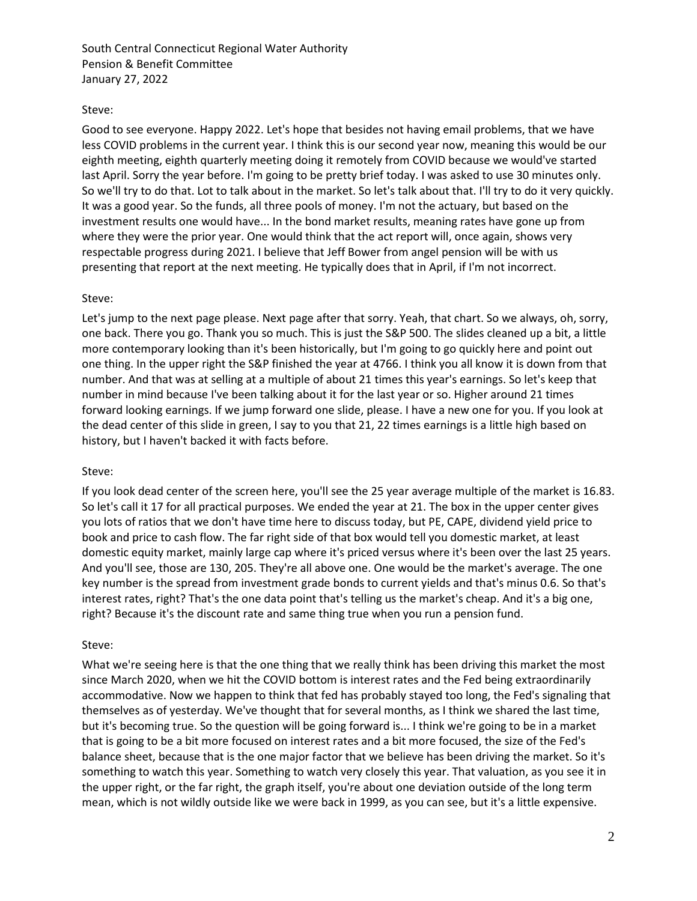Steve:

Good to see everyone. Happy 2022. Let's hope that besides not having email problems, that we have less COVID problems in the current year. I think this is our second year now, meaning this would be our eighth meeting, eighth quarterly meeting doing it remotely from COVID because we would've started last April. Sorry the year before. I'm going to be pretty brief today. I was asked to use 30 minutes only. So we'll try to do that. Lot to talk about in the market. So let's talk about that. I'll try to do it very quickly. It was a good year. So the funds, all three pools of money. I'm not the actuary, but based on the investment results one would have... In the bond market results, meaning rates have gone up from where they were the prior year. One would think that the act report will, once again, shows very respectable progress during 2021. I believe that Jeff Bower from angel pension will be with us presenting that report at the next meeting. He typically does that in April, if I'm not incorrect.

Steve:

Let's jump to the next page please. Next page after that sorry. Yeah, that chart. So we always, oh, sorry, one back. There you go. Thank you so much. This is just the S&P 500. The slides cleaned up a bit, a little more contemporary looking than it's been historically, but I'm going to go quickly here and point out one thing. In the upper right the S&P finished the year at 4766. I think you all know it is down from that number. And that was at selling at a multiple of about 21 times this year's earnings. So let's keep that number in mind because I've been talking about it for the last year or so. Higher around 21 times forward looking earnings. If we jump forward one slide, please. I have a new one for you. If you look at the dead center of this slide in green, I say to you that 21, 22 times earnings is a little high based on history, but I haven't backed it with facts before.

Steve:

If you look dead center of the screen here, you'll see the 25 year average multiple of the market is 16.83. So let's call it 17 for all practical purposes. We ended the year at 21. The box in the upper center gives you lots of ratios that we don't have time here to discuss today, but PE, CAPE, dividend yield price to book and price to cash flow. The far right side of that box would tell you domestic market, at least domestic equity market, mainly large cap where it's priced versus where it's been over the last 25 years. And you'll see, those are 130, 205. They're all above one. One would be the market's average. The one key number is the spread from investment grade bonds to current yields and that's minus 0.6. So that's interest rates, right? That's the one data point that's telling us the market's cheap. And it's a big one, right? Because it's the discount rate and same thing true when you run a pension fund.

Steve:

What we're seeing here is that the one thing that we really think has been driving this market the most since March 2020, when we hit the COVID bottom is interest rates and the Fed being extraordinarily accommodative. Now we happen to think that fed has probably stayed too long, the Fed's signaling that themselves as of yesterday. We've thought that for several months, as I think we shared the last time, but it's becoming true. So the question will be going forward is... I think we're going to be in a market that is going to be a bit more focused on interest rates and a bit more focused, the size of the Fed's balance sheet, because that is the one major factor that we believe has been driving the market. So it's something to watch this year. Something to watch very closely this year. That valuation, as you see it in the upper right, or the far right, the graph itself, you're about one deviation outside of the long term mean, which is not wildly outside like we were back in 1999, as you can see, but it's a little expensive.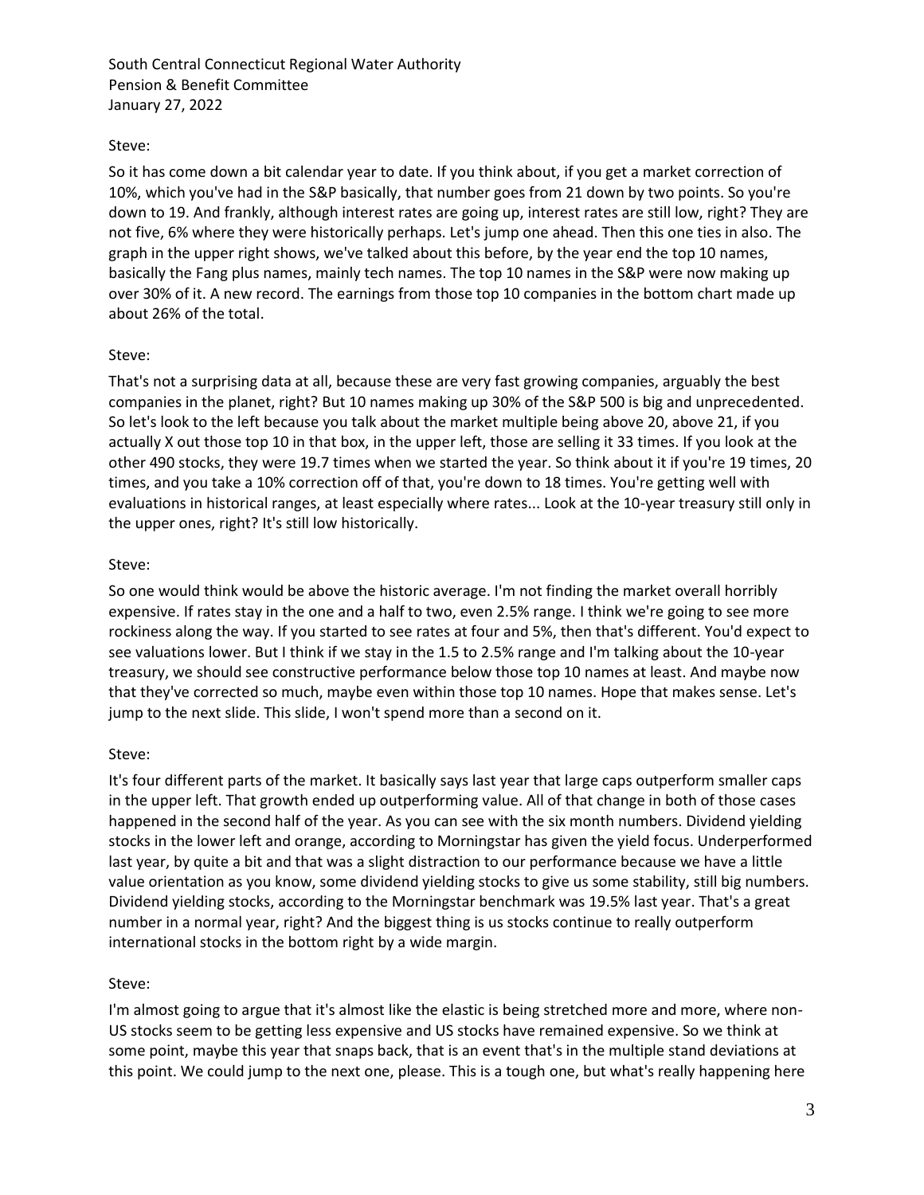Steve:

So it has come down a bit calendar year to date. If you think about, if you get a market correction of 10%, which you've had in the S&P basically, that number goes from 21 down by two points. So you're down to 19. And frankly, although interest rates are going up, interest rates are still low, right? They are not five, 6% where they were historically perhaps. Let's jump one ahead. Then this one ties in also. The graph in the upper right shows, we've talked about this before, by the year end the top 10 names, basically the Fang plus names, mainly tech names. The top 10 names in the S&P were now making up over 30% of it. A new record. The earnings from those top 10 companies in the bottom chart made up about 26% of the total.

Steve:

That's not a surprising data at all, because these are very fast growing companies, arguably the best companies in the planet, right? But 10 names making up 30% of the S&P 500 is big and unprecedented. So let's look to the left because you talk about the market multiple being above 20, above 21, if you actually X out those top 10 in that box, in the upper left, those are selling it 33 times. If you look at the other 490 stocks, they were 19.7 times when we started the year. So think about it if you're 19 times, 20 times, and you take a 10% correction off of that, you're down to 18 times. You're getting well with evaluations in historical ranges, at least especially where rates... Look at the 10-year treasury still only in the upper ones, right? It's still low historically.

Steve:

So one would think would be above the historic average. I'm not finding the market overall horribly expensive. If rates stay in the one and a half to two, even 2.5% range. I think we're going to see more rockiness along the way. If you started to see rates at four and 5%, then that's different. You'd expect to see valuations lower. But I think if we stay in the 1.5 to 2.5% range and I'm talking about the 10-year treasury, we should see constructive performance below those top 10 names at least. And maybe now that they've corrected so much, maybe even within those top 10 names. Hope that makes sense. Let's jump to the next slide. This slide, I won't spend more than a second on it.

Steve:

It's four different parts of the market. It basically says last year that large caps outperform smaller caps in the upper left. That growth ended up outperforming value. All of that change in both of those cases happened in the second half of the year. As you can see with the six month numbers. Dividend yielding stocks in the lower left and orange, according to Morningstar has given the yield focus. Underperformed last year, by quite a bit and that was a slight distraction to our performance because we have a little value orientation as you know, some dividend yielding stocks to give us some stability, still big numbers. Dividend yielding stocks, according to the Morningstar benchmark was 19.5% last year. That's a great number in a normal year, right? And the biggest thing is us stocks continue to really outperform international stocks in the bottom right by a wide margin.

Steve:

I'm almost going to argue that it's almost like the elastic is being stretched more and more, where non-US stocks seem to be getting less expensive and US stocks have remained expensive. So we think at some point, maybe this year that snaps back, that is an event that's in the multiple stand deviations at this point. We could jump to the next one, please. This is a tough one, but what's really happening here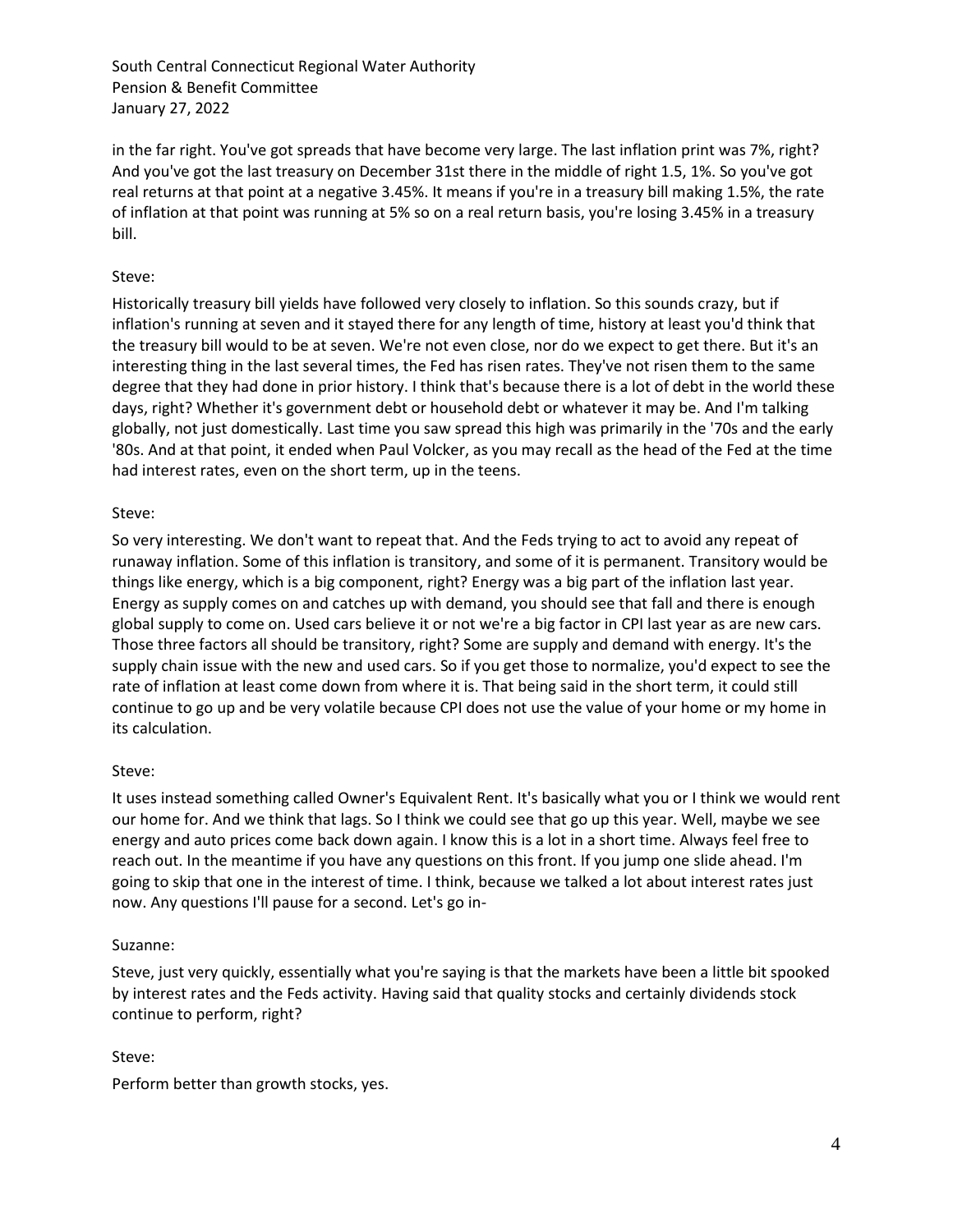in the far right. You've got spreads that have become very large. The last inflation print was 7%, right? And you've got the last treasury on December 31st there in the middle of right 1.5, 1%. So you've got real returns at that point at a negative 3.45%. It means if you're in a treasury bill making 1.5%, the rate of inflation at that point was running at 5% so on a real return basis, you're losing 3.45% in a treasury bill.

Steve:

Historically treasury bill yields have followed very closely to inflation. So this sounds crazy, but if inflation's running at seven and it stayed there for any length of time, history at least you'd think that the treasury bill would to be at seven. We're not even close, nor do we expect to get there. But it's an interesting thing in the last several times, the Fed has risen rates. They've not risen them to the same degree that they had done in prior history. I think that's because there is a lot of debt in the world these days, right? Whether it's government debt or household debt or whatever it may be. And I'm talking globally, not just domestically. Last time you saw spread this high was primarily in the '70s and the early '80s. And at that point, it ended when Paul Volcker, as you may recall as the head of the Fed at the time had interest rates, even on the short term, up in the teens.

Steve:

So very interesting. We don't want to repeat that. And the Feds trying to act to avoid any repeat of runaway inflation. Some of this inflation is transitory, and some of it is permanent. Transitory would be things like energy, which is a big component, right? Energy was a big part of the inflation last year. Energy as supply comes on and catches up with demand, you should see that fall and there is enough global supply to come on. Used cars believe it or not we're a big factor in CPI last year as are new cars. Those three factors all should be transitory, right? Some are supply and demand with energy. It's the supply chain issue with the new and used cars. So if you get those to normalize, you'd expect to see the rate of inflation at least come down from where it is. That being said in the short term, it could still continue to go up and be very volatile because CPI does not use the value of your home or my home in its calculation.

Steve:

It uses instead something called Owner's Equivalent Rent. It's basically what you or I think we would rent our home for. And we think that lags. So I think we could see that go up this year. Well, maybe we see energy and auto prices come back down again. I know this is a lot in a short time. Always feel free to reach out. In the meantime if you have any questions on this front. If you jump one slide ahead. I'm going to skip that one in the interest of time. I think, because we talked a lot about interest rates just now. Any questions I'll pause for a second. Let's go in-

Suzanne:

Steve, just very quickly, essentially what you're saying is that the markets have been a little bit spooked by interest rates and the Feds activity. Having said that quality stocks and certainly dividends stock continue to perform, right?

Steve:

Perform better than growth stocks, yes.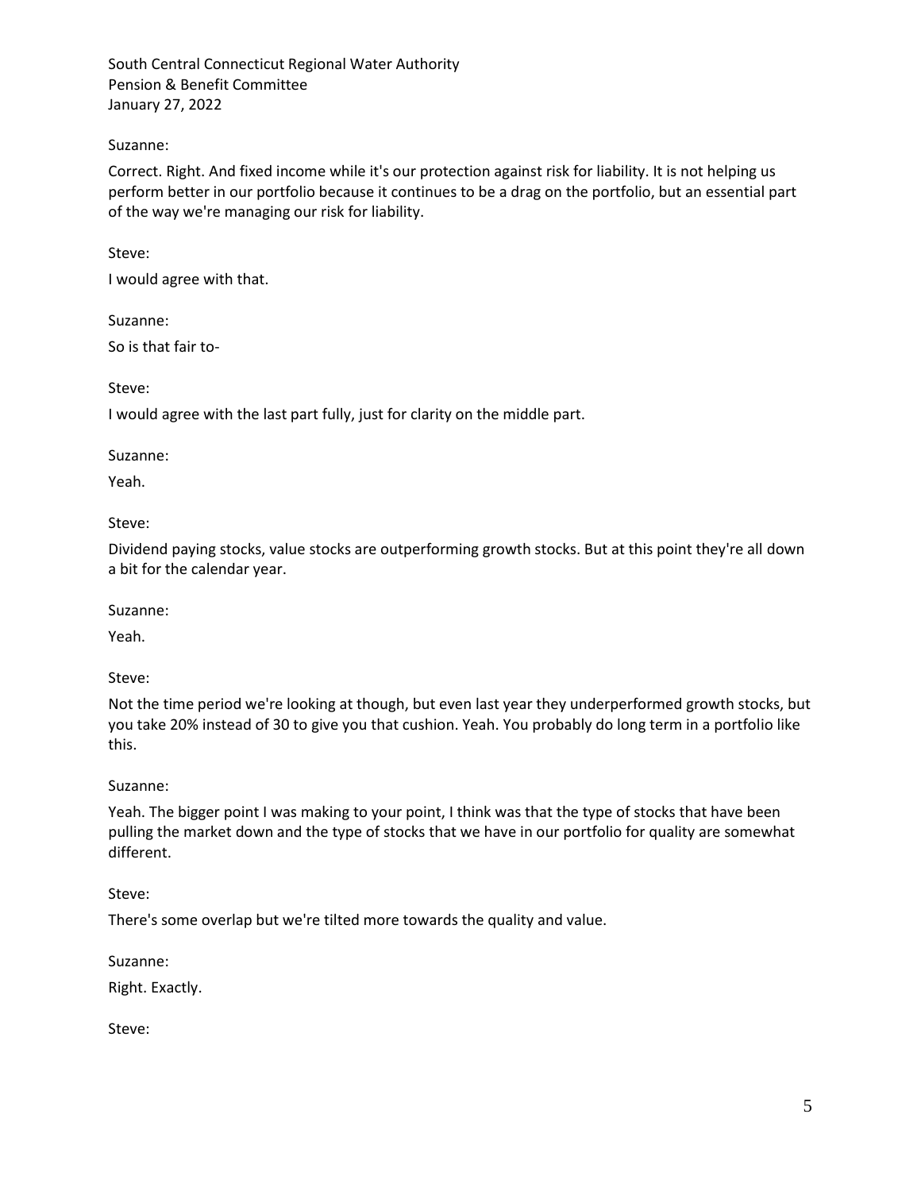Suzanne:

Correct. Right. And fixed income while it's our protection against risk for liability. It is not helping us perform better in our portfolio because it continues to be a drag on the portfolio, but an essential part of the way we're managing our risk for liability.

Steve:

I would agree with that.

Suzanne:

So is that fair to-

Steve:

I would agree with the last part fully, just for clarity on the middle part.

Suzanne:

Yeah.

Steve:

Dividend paying stocks, value stocks are outperforming growth stocks. But at this point they're all down a bit for the calendar year.

Suzanne:

Yeah.

Steve:

Not the time period we're looking at though, but even last year they underperformed growth stocks, but you take 20% instead of 30 to give you that cushion. Yeah. You probably do long term in a portfolio like this.

Suzanne:

Yeah. The bigger point I was making to your point, I think was that the type of stocks that have been pulling the market down and the type of stocks that we have in our portfolio for quality are somewhat different.

Steve:

There's some overlap but we're tilted more towards the quality and value.

Suzanne:

Right. Exactly.

Steve: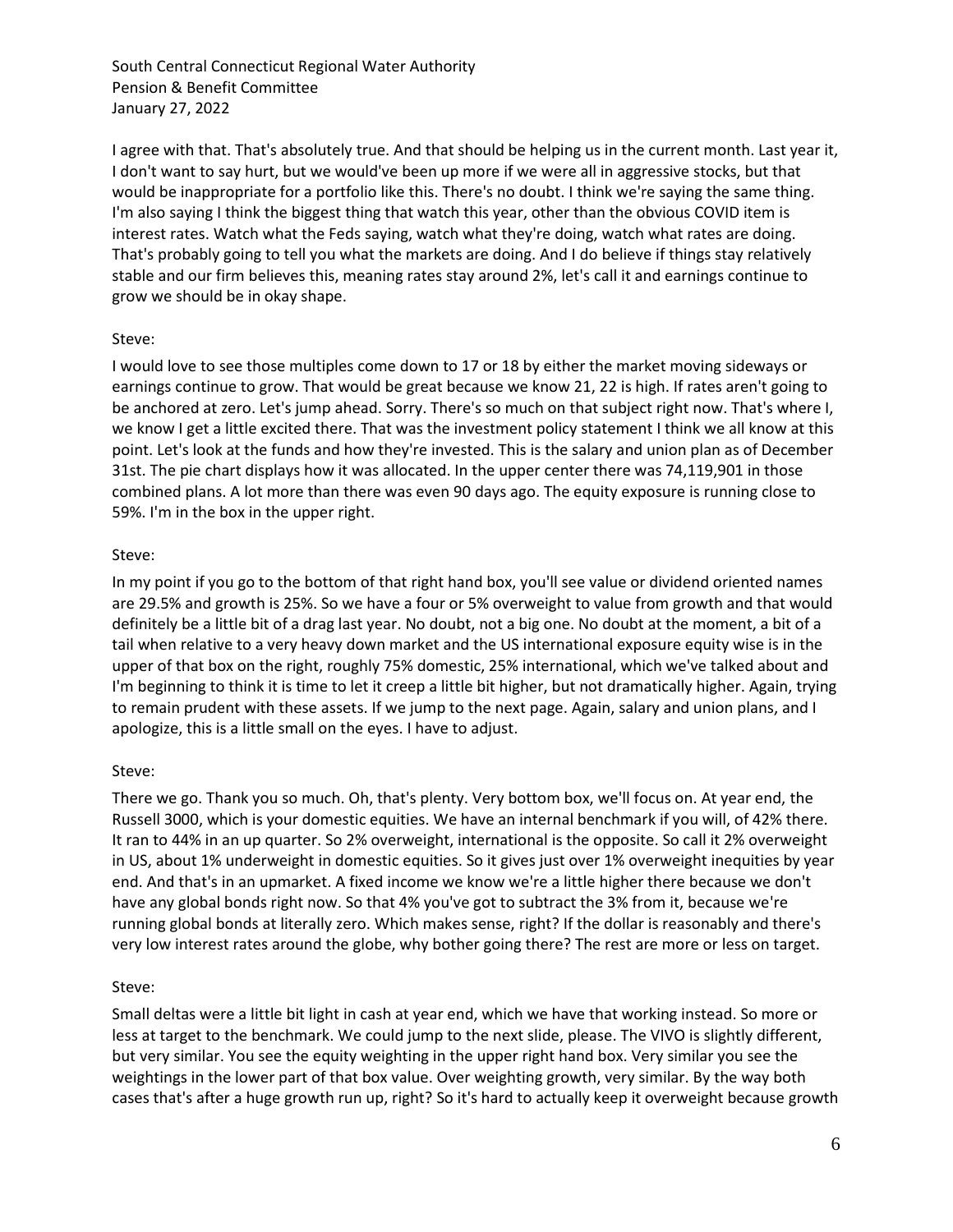I agree with that. That's absolutely true. And that should be helping us in the current month. Last year it, I don't want to say hurt, but we would've been up more if we were all in aggressive stocks, but that would be inappropriate for a portfolio like this. There's no doubt. I think we're saying the same thing. I'm also saying I think the biggest thing that watch this year, other than the obvious COVID item is interest rates. Watch what the Feds saying, watch what they're doing, watch what rates are doing. That's probably going to tell you what the markets are doing. And I do believe if things stay relatively stable and our firm believes this, meaning rates stay around 2%, let's call it and earnings continue to grow we should be in okay shape.

Steve:

I would love to see those multiples come down to 17 or 18 by either the market moving sideways or earnings continue to grow. That would be great because we know 21, 22 is high. If rates aren't going to be anchored at zero. Let's jump ahead. Sorry. There's so much on that subject right now. That's where I, we know I get a little excited there. That was the investment policy statement I think we all know at this point. Let's look at the funds and how they're invested. This is the salary and union plan as of December 31st. The pie chart displays how it was allocated. In the upper center there was 74,119,901 in those combined plans. A lot more than there was even 90 days ago. The equity exposure is running close to 59%. I'm in the box in the upper right.

Steve:

In my point if you go to the bottom of that right hand box, you'll see value or dividend oriented names are 29.5% and growth is 25%. So we have a four or 5% overweight to value from growth and that would definitely be a little bit of a drag last year. No doubt, not a big one. No doubt at the moment, a bit of a tail when relative to a very heavy down market and the US international exposure equity wise is in the upper of that box on the right, roughly 75% domestic, 25% international, which we've talked about and I'm beginning to think it is time to let it creep a little bit higher, but not dramatically higher. Again, trying to remain prudent with these assets. If we jump to the next page. Again, salary and union plans, and I apologize, this is a little small on the eyes. I have to adjust.

Steve:

There we go. Thank you so much. Oh, that's plenty. Very bottom box, we'll focus on. At year end, the Russell 3000, which is your domestic equities. We have an internal benchmark if you will, of 42% there. It ran to 44% in an up quarter. So 2% overweight, international is the opposite. So call it 2% overweight in US, about 1% underweight in domestic equities. So it gives just over 1% overweight inequities by year end. And that's in an upmarket. A fixed income we know we're a little higher there because we don't have any global bonds right now. So that 4% you've got to subtract the 3% from it, because we're running global bonds at literally zero. Which makes sense, right? If the dollar is reasonably and there's very low interest rates around the globe, why bother going there? The rest are more or less on target.

Steve:

Small deltas were a little bit light in cash at year end, which we have that working instead. So more or less at target to the benchmark. We could jump to the next slide, please. The VIVO is slightly different, but very similar. You see the equity weighting in the upper right hand box. Very similar you see the weightings in the lower part of that box value. Over weighting growth, very similar. By the way both cases that's after a huge growth run up, right? So it's hard to actually keep it overweight because growth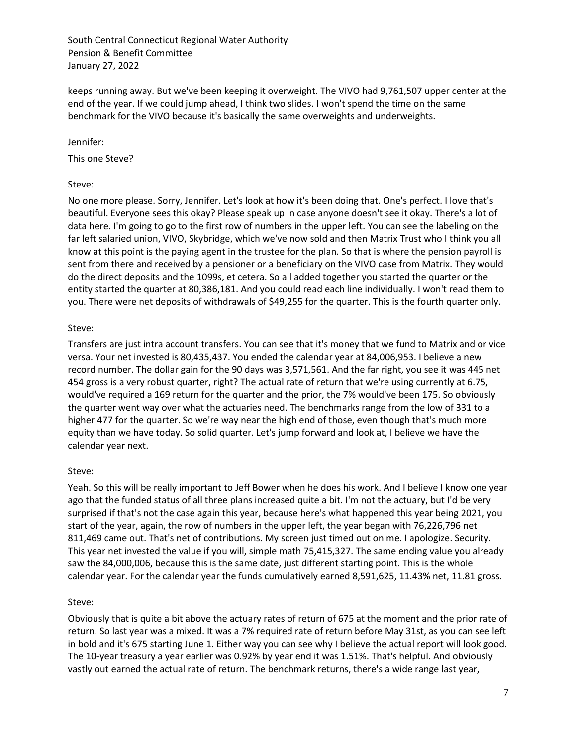keeps running away. But we've been keeping it overweight. The VIVO had 9,761,507 upper center at the end of the year. If we could jump ahead, I think two slides. I won't spend the time on the same benchmark for the VIVO because it's basically the same overweights and underweights.

Jennifer:

This one Steve?

Steve:

No one more please. Sorry, Jennifer. Let's look at how it's been doing that. One's perfect. I love that's beautiful. Everyone sees this okay? Please speak up in case anyone doesn't see it okay. There's a lot of data here. I'm going to go to the first row of numbers in the upper left. You can see the labeling on the far left salaried union, VIVO, Skybridge, which we've now sold and then Matrix Trust who I think you all know at this point is the paying agent in the trustee for the plan. So that is where the pension payroll is sent from there and received by a pensioner or a beneficiary on the VIVO case from Matrix. They would do the direct deposits and the 1099s, et cetera. So all added together you started the quarter or the entity started the quarter at 80,386,181. And you could read each line individually. I won't read them to you. There were net deposits of withdrawals of $49,255 for the quarter. This is the fourth quarter only.

Steve:

Transfers are just intra account transfers. You can see that it's money that we fund to Matrix and or vice versa. Your net invested is 80,435,437. You ended the calendar year at 84,006,953. I believe a new record number. The dollar gain for the 90 days was 3,571,561. And the far right, you see it was 445 net 454 gross is a very robust quarter, right? The actual rate of return that we're using currently at 6.75, would've required a 169 return for the quarter and the prior, the 7% would've been 175. So obviously the quarter went way over what the actuaries need. The benchmarks range from the low of 331 to a higher 477 for the quarter. So we're way near the high end of those, even though that's much more equity than we have today. So solid quarter. Let's jump forward and look at, I believe we have the calendar year next.

Steve:

Yeah. So this will be really important to Jeff Bower when he does his work. And I believe I know one year ago that the funded status of all three plans increased quite a bit. I'm not the actuary, but I'd be very surprised if that's not the case again this year, because here's what happened this year being 2021, you start of the year, again, the row of numbers in the upper left, the year began with 76,226,796 net 811,469 came out. That's net of contributions. My screen just timed out on me. I apologize. Security. This year net invested the value if you will, simple math 75,415,327. The same ending value you already saw the 84,000,006, because this is the same date, just different starting point. This is the whole calendar year. For the calendar year the funds cumulatively earned 8,591,625, 11.43% net, 11.81 gross.

Steve:

Obviously that is quite a bit above the actuary rates of return of 675 at the moment and the prior rate of return. So last year was a mixed. It was a 7% required rate of return before May 31st, as you can see left in bold and it's 675 starting June 1. Either way you can see why I believe the actual report will look good. The 10-year treasury a year earlier was 0.92% by year end it was 1.51%. That's helpful. And obviously vastly out earned the actual rate of return. The benchmark returns, there's a wide range last year,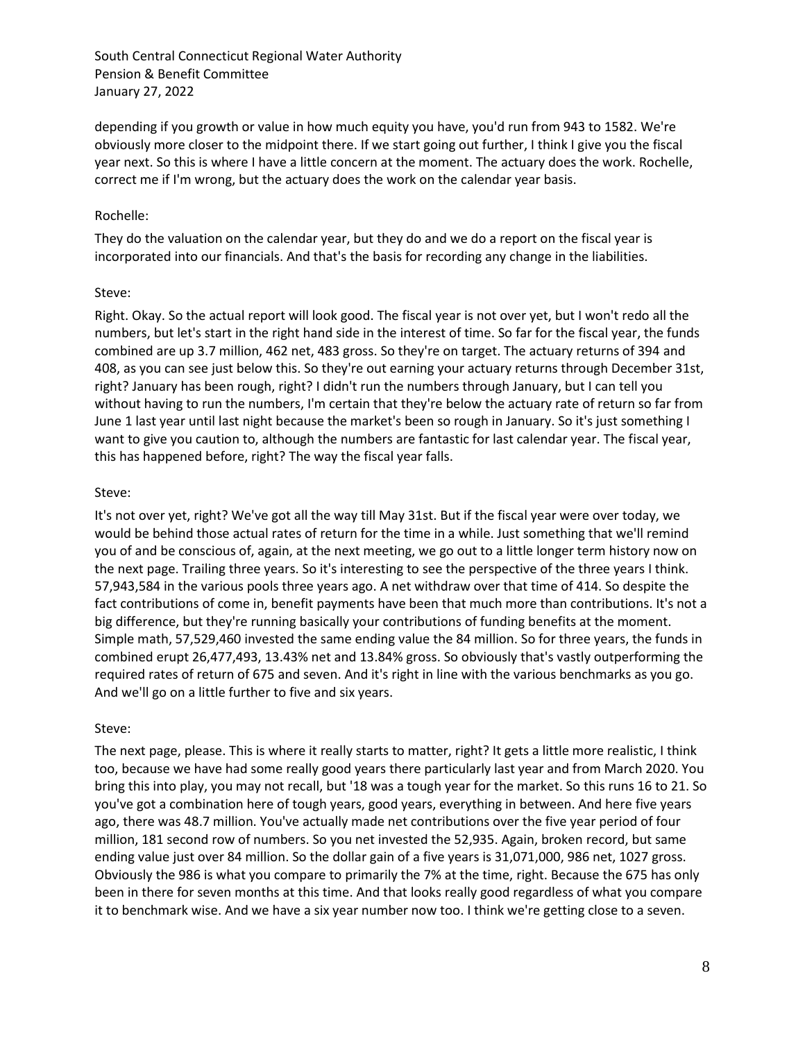depending if you growth or value in how much equity you have, you'd run from 943 to 1582. We're obviously more closer to the midpoint there. If we start going out further, I think I give you the fiscal year next. So this is where I have a little concern at the moment. The actuary does the work. Rochelle, correct me if I'm wrong, but the actuary does the work on the calendar year basis.

Rochelle:

They do the valuation on the calendar year, but they do and we do a report on the fiscal year is incorporated into our financials. And that's the basis for recording any change in the liabilities.

Steve:

Right. Okay. So the actual report will look good. The fiscal year is not over yet, but I won't redo all the numbers, but let's start in the right hand side in the interest of time. So far for the fiscal year, the funds combined are up 3.7 million, 462 net, 483 gross. So they're on target. The actuary returns of 394 and 408, as you can see just below this. So they're out earning your actuary returns through December 31st, right? January has been rough, right? I didn't run the numbers through January, but I can tell you without having to run the numbers, I'm certain that they're below the actuary rate of return so far from June 1 last year until last night because the market's been so rough in January. So it's just something I want to give you caution to, although the numbers are fantastic for last calendar year. The fiscal year, this has happened before, right? The way the fiscal year falls.

Steve:

It's not over yet, right? We've got all the way till May 31st. But if the fiscal year were over today, we would be behind those actual rates of return for the time in a while. Just something that we'll remind you of and be conscious of, again, at the next meeting, we go out to a little longer term history now on the next page. Trailing three years. So it's interesting to see the perspective of the three years I think. 57,943,584 in the various pools three years ago. A net withdraw over that time of 414. So despite the fact contributions of come in, benefit payments have been that much more than contributions. It's not a big difference, but they're running basically your contributions of funding benefits at the moment. Simple math, 57,529,460 invested the same ending value the 84 million. So for three years, the funds in combined erupt 26,477,493, 13.43% net and 13.84% gross. So obviously that's vastly outperforming the required rates of return of 675 and seven. And it's right in line with the various benchmarks as you go. And we'll go on a little further to five and six years.

Steve:

The next page, please. This is where it really starts to matter, right? It gets a little more realistic, I think too, because we have had some really good years there particularly last year and from March 2020. You bring this into play, you may not recall, but '18 was a tough year for the market. So this runs 16 to 21. So you've got a combination here of tough years, good years, everything in between. And here five years ago, there was 48.7 million. You've actually made net contributions over the five year period of four million, 181 second row of numbers. So you net invested the 52,935. Again, broken record, but same ending value just over 84 million. So the dollar gain of a five years is 31,071,000, 986 net, 1027 gross. Obviously the 986 is what you compare to primarily the 7% at the time, right. Because the 675 has only been in there for seven months at this time. And that looks really good regardless of what you compare it to benchmark wise. And we have a six year number now too. I think we're getting close to a seven.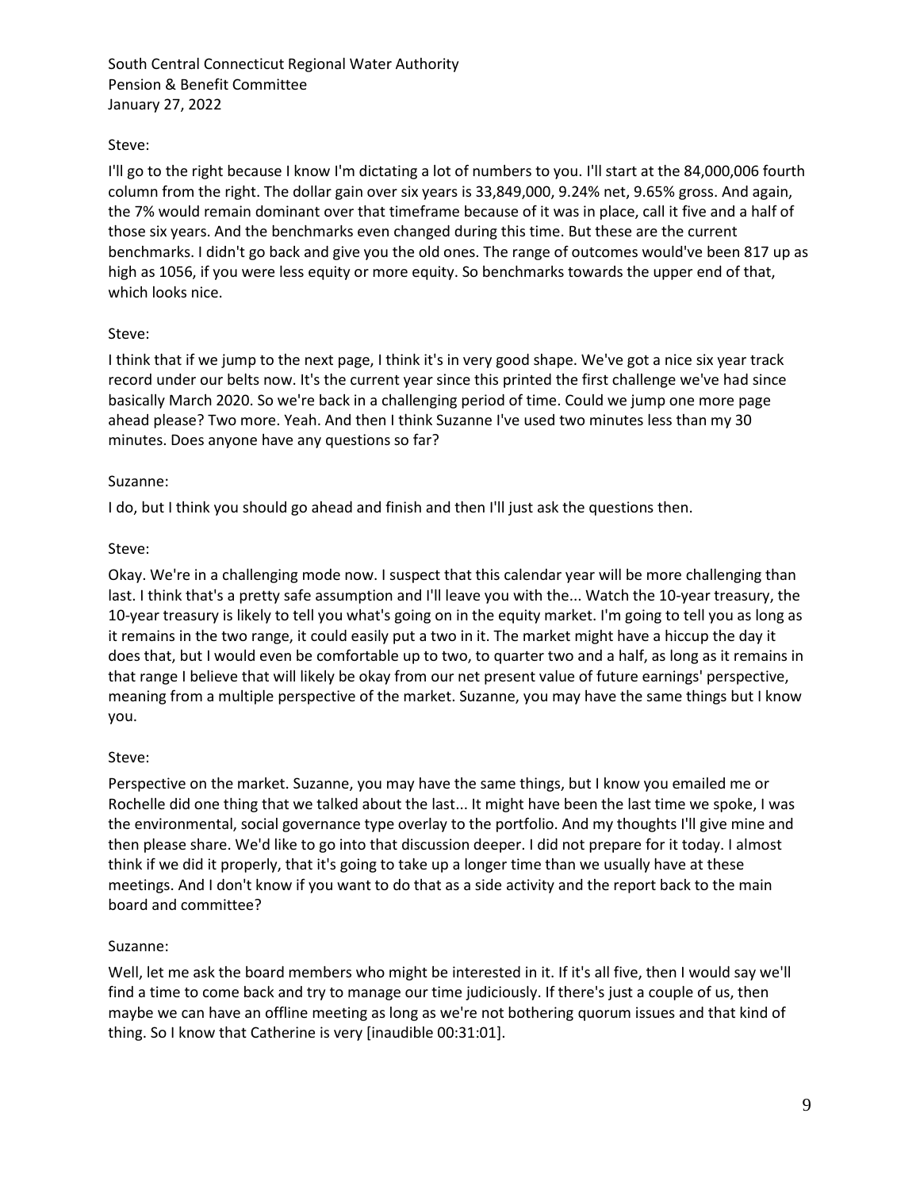Steve:

I'll go to the right because I know I'm dictating a lot of numbers to you. I'll start at the 84,000,006 fourth column from the right. The dollar gain over six years is 33,849,000, 9.24% net, 9.65% gross. And again, the 7% would remain dominant over that timeframe because of it was in place, call it five and a half of those six years. And the benchmarks even changed during this time. But these are the current benchmarks. I didn't go back and give you the old ones. The range of outcomes would've been 817 up as high as 1056, if you were less equity or more equity. So benchmarks towards the upper end of that, which looks nice.

Steve:

I think that if we jump to the next page, I think it's in very good shape. We've got a nice six year track record under our belts now. It's the current year since this printed the first challenge we've had since basically March 2020. So we're back in a challenging period of time. Could we jump one more page ahead please? Two more. Yeah. And then I think Suzanne I've used two minutes less than my 30 minutes. Does anyone have any questions so far?

Suzanne:

I do, but I think you should go ahead and finish and then I'll just ask the questions then.

Steve:

Okay. We're in a challenging mode now. I suspect that this calendar year will be more challenging than last. I think that's a pretty safe assumption and I'll leave you with the... Watch the 10-year treasury, the 10-year treasury is likely to tell you what's going on in the equity market. I'm going to tell you as long as it remains in the two range, it could easily put a two in it. The market might have a hiccup the day it does that, but I would even be comfortable up to two, to quarter two and a half, as long as it remains in that range I believe that will likely be okay from our net present value of future earnings' perspective, meaning from a multiple perspective of the market. Suzanne, you may have the same things but I know you.

Steve:

Perspective on the market. Suzanne, you may have the same things, but I know you emailed me or Rochelle did one thing that we talked about the last... It might have been the last time we spoke, I was the environmental, social governance type overlay to the portfolio. And my thoughts I'll give mine and then please share. We'd like to go into that discussion deeper. I did not prepare for it today. I almost think if we did it properly, that it's going to take up a longer time than we usually have at these meetings. And I don't know if you want to do that as a side activity and the report back to the main board and committee?

Suzanne:

Well, let me ask the board members who might be interested in it. If it's all five, then I would say we'll find a time to come back and try to manage our time judiciously. If there's just a couple of us, then maybe we can have an offline meeting as long as we're not bothering quorum issues and that kind of thing. So I know that Catherine is very [inaudible 00:31:01].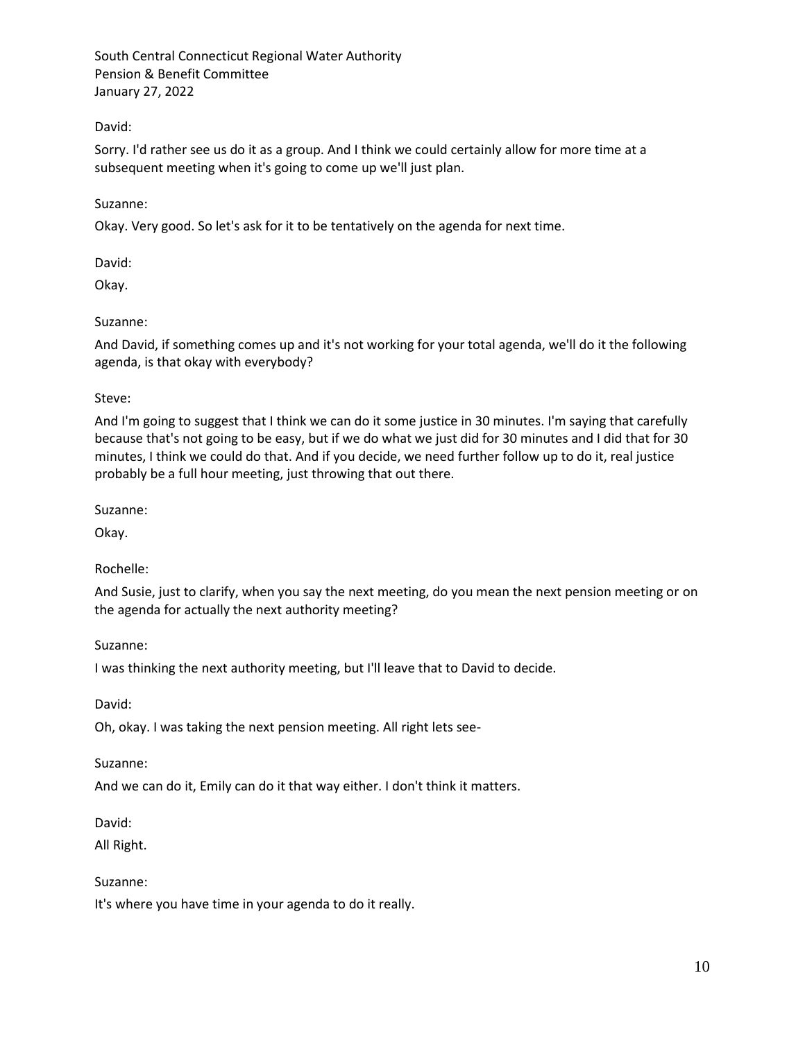David:

Sorry. I'd rather see us do it as a group. And I think we could certainly allow for more time at a subsequent meeting when it's going to come up we'll just plan.

Suzanne:

Okay. Very good. So let's ask for it to be tentatively on the agenda for next time.

David:

Okay.

Suzanne:

And David, if something comes up and it's not working for your total agenda, we'll do it the following agenda, is that okay with everybody?

Steve:

And I'm going to suggest that I think we can do it some justice in 30 minutes. I'm saying that carefully because that's not going to be easy, but if we do what we just did for 30 minutes and I did that for 30 minutes, I think we could do that. And if you decide, we need further follow up to do it, real justice probably be a full hour meeting, just throwing that out there.

Suzanne:

Okay.

Rochelle:

And Susie, just to clarify, when you say the next meeting, do you mean the next pension meeting or on the agenda for actually the next authority meeting?

Suzanne:

I was thinking the next authority meeting, but I'll leave that to David to decide.

David:

Oh, okay. I was taking the next pension meeting. All right lets see-

Suzanne:

And we can do it, Emily can do it that way either. I don't think it matters.

David:

All Right.

Suzanne:

It's where you have time in your agenda to do it really.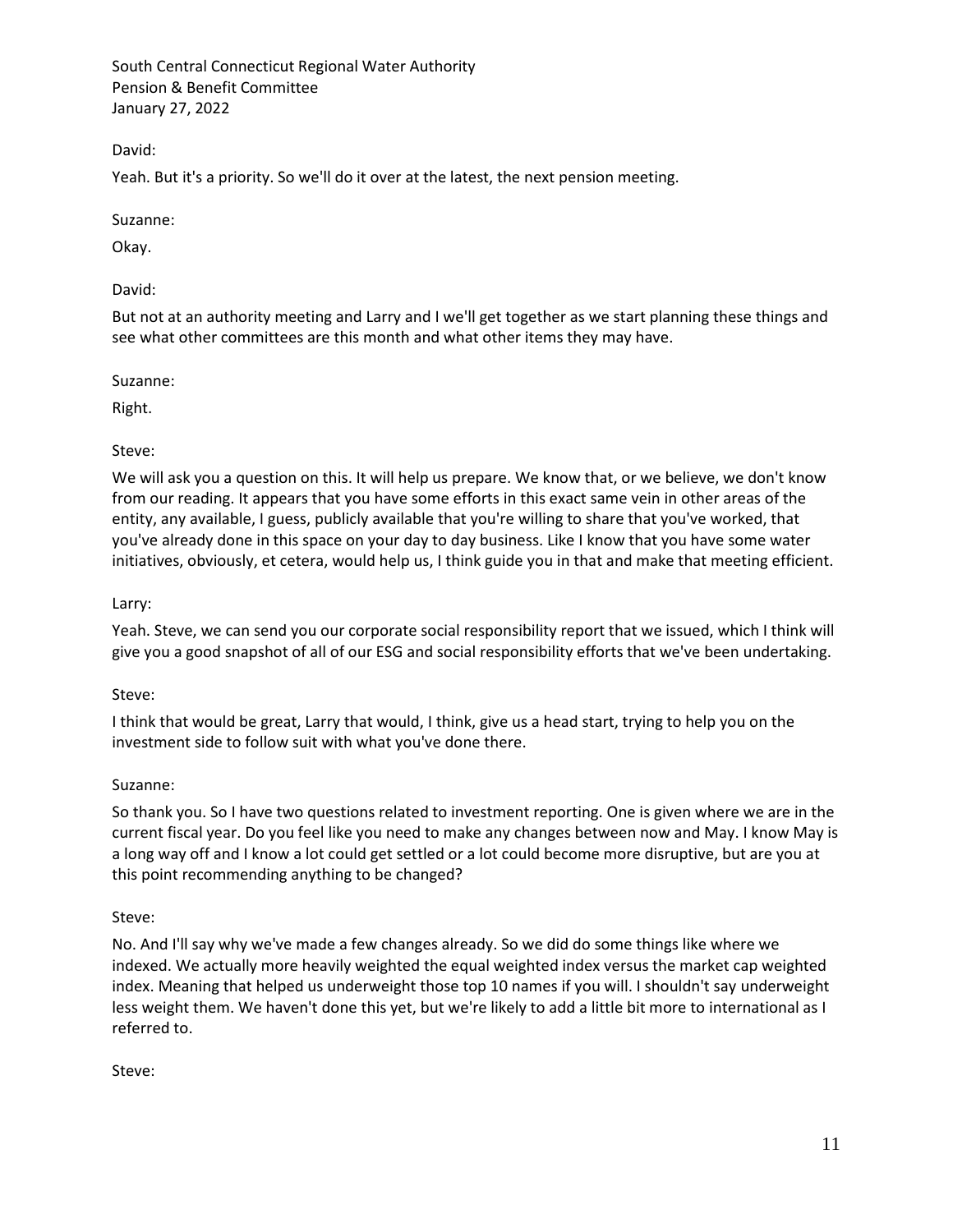David:

Yeah. But it's a priority. So we'll do it over at the latest, the next pension meeting.

Suzanne:

Okay.

David:

But not at an authority meeting and Larry and I we'll get together as we start planning these things and see what other committees are this month and what other items they may have.

Suzanne:

Right.

Steve:

We will ask you a question on this. It will help us prepare. We know that, or we believe, we don't know from our reading. It appears that you have some efforts in this exact same vein in other areas of the entity, any available, I guess, publicly available that you're willing to share that you've worked, that you've already done in this space on your day to day business. Like I know that you have some water initiatives, obviously, et cetera, would help us, I think guide you in that and make that meeting efficient.

Larry:

Yeah. Steve, we can send you our corporate social responsibility report that we issued, which I think will give you a good snapshot of all of our ESG and social responsibility efforts that we've been undertaking.

Steve:

I think that would be great, Larry that would, I think, give us a head start, trying to help you on the investment side to follow suit with what you've done there.

Suzanne:

So thank you. So I have two questions related to investment reporting. One is given where we are in the current fiscal year. Do you feel like you need to make any changes between now and May. I know May is a long way off and I know a lot could get settled or a lot could become more disruptive, but are you at this point recommending anything to be changed?

Steve:

No. And I'll say why we've made a few changes already. So we did do some things like where we indexed. We actually more heavily weighted the equal weighted index versus the market cap weighted index. Meaning that helped us underweight those top 10 names if you will. I shouldn't say underweight less weight them. We haven't done this yet, but we're likely to add a little bit more to international as I referred to.

Steve: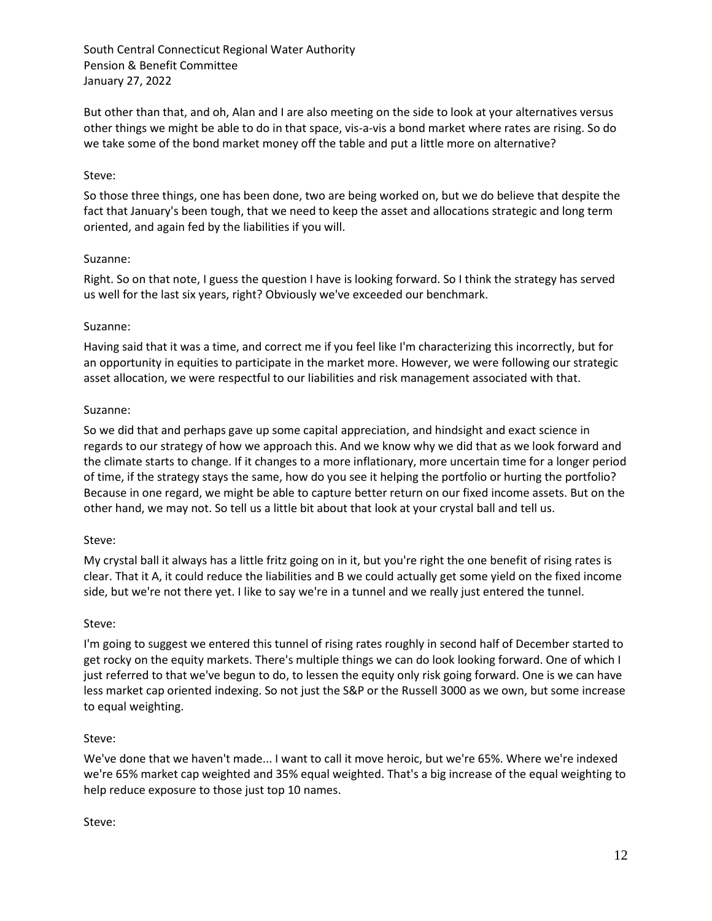But other than that, and oh, Alan and I are also meeting on the side to look at your alternatives versus other things we might be able to do in that space, vis-a-vis a bond market where rates are rising. So do we take some of the bond market money off the table and put a little more on alternative?

Steve:

So those three things, one has been done, two are being worked on, but we do believe that despite the fact that January's been tough, that we need to keep the asset and allocations strategic and long term oriented, and again fed by the liabilities if you will.

Suzanne:

Right. So on that note, I guess the question I have is looking forward. So I think the strategy has served us well for the last six years, right? Obviously we've exceeded our benchmark.

Suzanne:

Having said that it was a time, and correct me if you feel like I'm characterizing this incorrectly, but for an opportunity in equities to participate in the market more. However, we were following our strategic asset allocation, we were respectful to our liabilities and risk management associated with that.

Suzanne:

So we did that and perhaps gave up some capital appreciation, and hindsight and exact science in regards to our strategy of how we approach this. And we know why we did that as we look forward and the climate starts to change. If it changes to a more inflationary, more uncertain time for a longer period of time, if the strategy stays the same, how do you see it helping the portfolio or hurting the portfolio? Because in one regard, we might be able to capture better return on our fixed income assets. But on the other hand, we may not. So tell us a little bit about that look at your crystal ball and tell us.

Steve:

My crystal ball it always has a little fritz going on in it, but you're right the one benefit of rising rates is clear. That it A, it could reduce the liabilities and B we could actually get some yield on the fixed income side, but we're not there yet. I like to say we're in a tunnel and we really just entered the tunnel.

Steve:

I'm going to suggest we entered this tunnel of rising rates roughly in second half of December started to get rocky on the equity markets. There's multiple things we can do look looking forward. One of which I just referred to that we've begun to do, to lessen the equity only risk going forward. One is we can have less market cap oriented indexing. So not just the S&P or the Russell 3000 as we own, but some increase to equal weighting.

Steve:

We've done that we haven't made... I want to call it move heroic, but we're 65%. Where we're indexed we're 65% market cap weighted and 35% equal weighted. That's a big increase of the equal weighting to help reduce exposure to those just top 10 names.

Steve: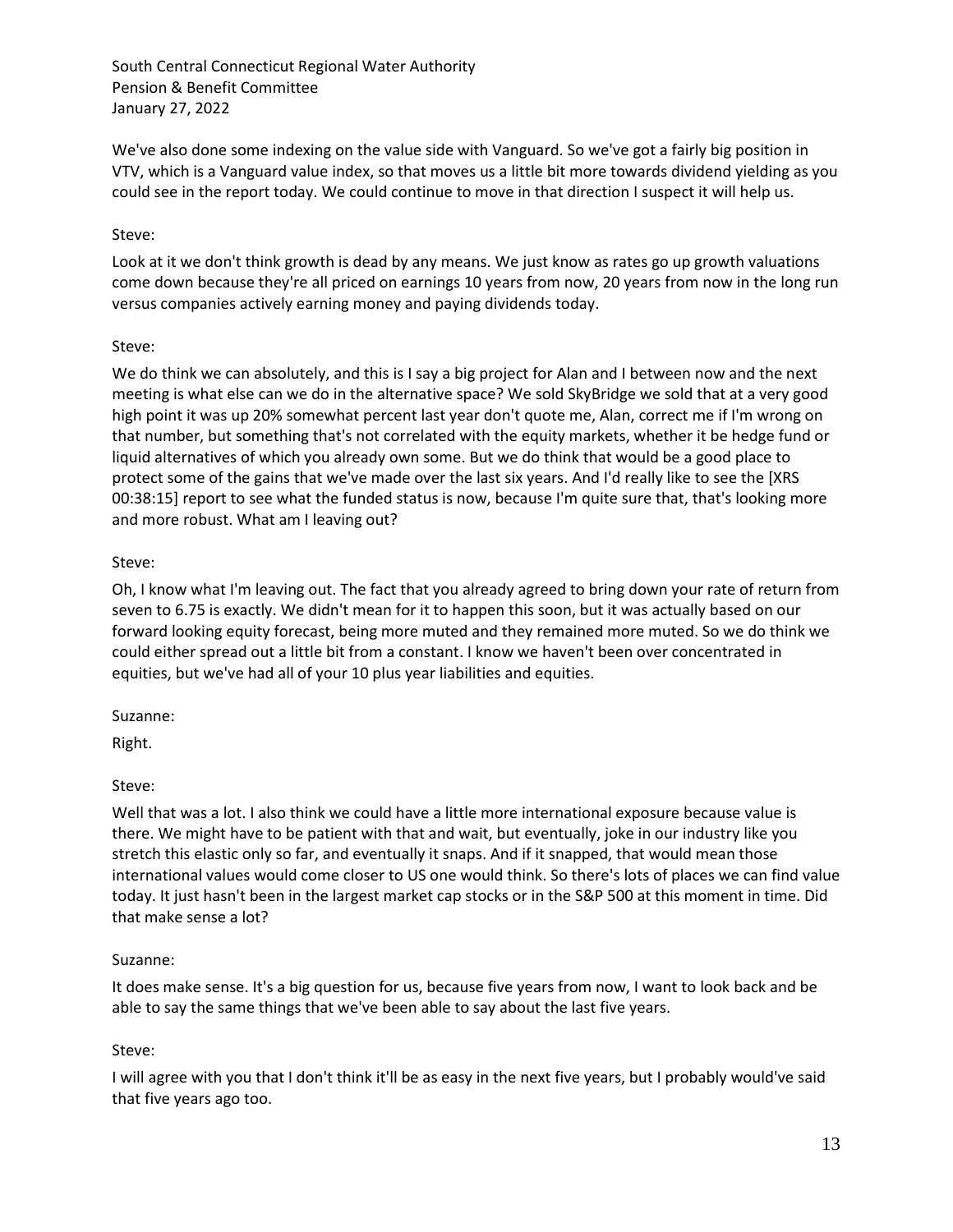We've also done some indexing on the value side with Vanguard. So we've got a fairly big position in VTV, which is a Vanguard value index, so that moves us a little bit more towards dividend yielding as you could see in the report today. We could continue to move in that direction I suspect it will help us.

Steve:

Look at it we don't think growth is dead by any means. We just know as rates go up growth valuations come down because they're all priced on earnings 10 years from now, 20 years from now in the long run versus companies actively earning money and paying dividends today.

Steve:

We do think we can absolutely, and this is I say a big project for Alan and I between now and the next meeting is what else can we do in the alternative space? We sold SkyBridge we sold that at a very good high point it was up 20% somewhat percent last year don't quote me, Alan, correct me if I'm wrong on that number, but something that's not correlated with the equity markets, whether it be hedge fund or liquid alternatives of which you already own some. But we do think that would be a good place to protect some of the gains that we've made over the last six years. And I'd really like to see the [XRS 00:38:15] report to see what the funded status is now, because I'm quite sure that, that's looking more and more robust. What am I leaving out?

Steve:

Oh, I know what I'm leaving out. The fact that you already agreed to bring down your rate of return from seven to 6.75 is exactly. We didn't mean for it to happen this soon, but it was actually based on our forward looking equity forecast, being more muted and they remained more muted. So we do think we could either spread out a little bit from a constant. I know we haven't been over concentrated in equities, but we've had all of your 10 plus year liabilities and equities.

Suzanne:

Right.

Steve:

Well that was a lot. I also think we could have a little more international exposure because value is there. We might have to be patient with that and wait, but eventually, joke in our industry like you stretch this elastic only so far, and eventually it snaps. And if it snapped, that would mean those international values would come closer to US one would think. So there's lots of places we can find value today. It just hasn't been in the largest market cap stocks or in the S&P 500 at this moment in time. Did that make sense a lot?

Suzanne:

It does make sense. It's a big question for us, because five years from now, I want to look back and be able to say the same things that we've been able to say about the last five years.

Steve:

I will agree with you that I don't think it'll be as easy in the next five years, but I probably would've said that five years ago too.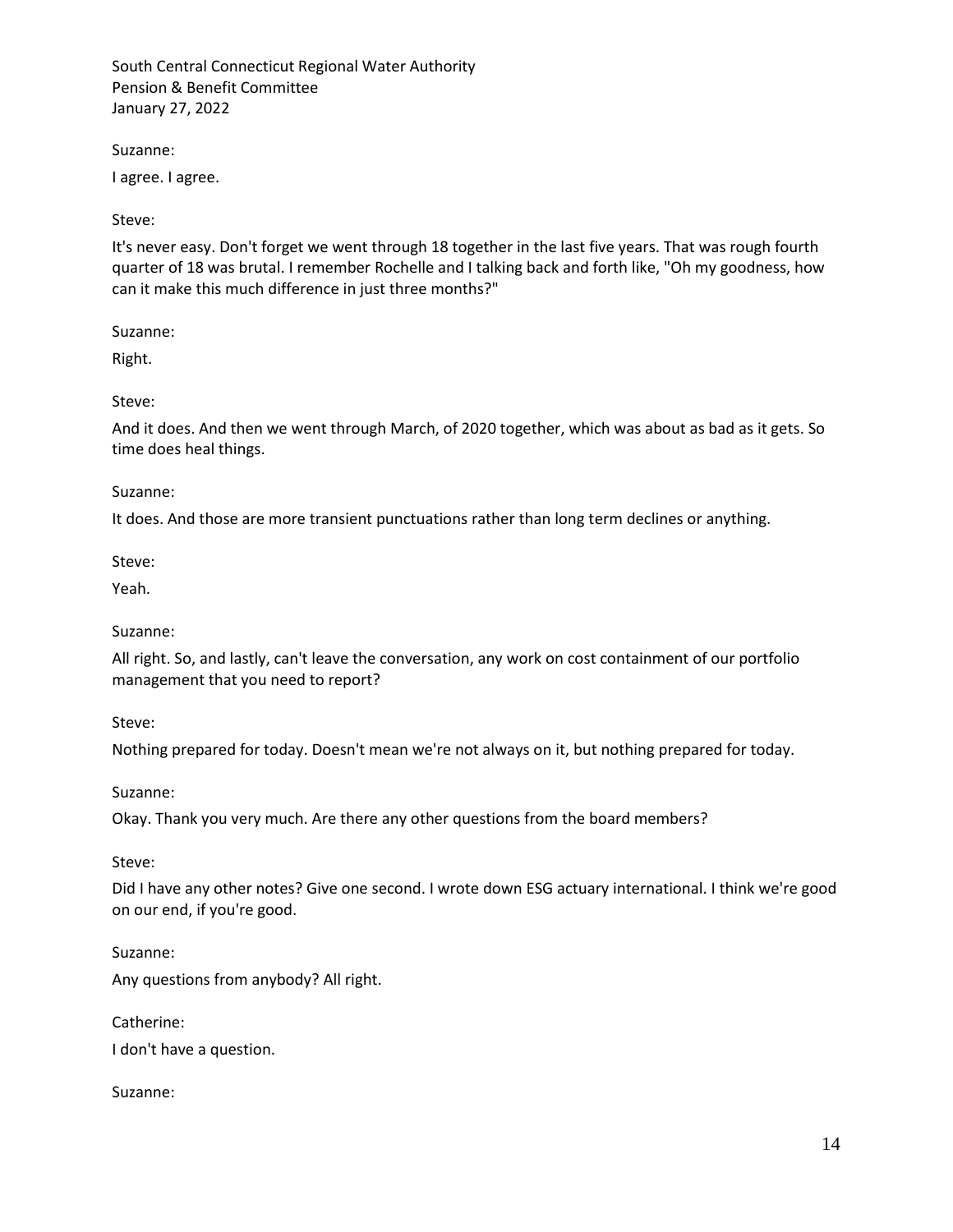Suzanne:

I agree. I agree.

Steve:

It's never easy. Don't forget we went through 18 together in the last five years. That was rough fourth quarter of 18 was brutal. I remember Rochelle and I talking back and forth like, "Oh my goodness, how can it make this much difference in just three months?"

Suzanne:

Right.

Steve:

And it does. And then we went through March, of 2020 together, which was about as bad as it gets. So time does heal things.

Suzanne:

It does. And those are more transient punctuations rather than long term declines or anything.

Steve:

Yeah.

Suzanne:

All right. So, and lastly, can't leave the conversation, any work on cost containment of our portfolio management that you need to report?

Steve:

Nothing prepared for today. Doesn't mean we're not always on it, but nothing prepared for today.

Suzanne:

Okay. Thank you very much. Are there any other questions from the board members?

Steve:

Did I have any other notes? Give one second. I wrote down ESG actuary international. I think we're good on our end, if you're good.

Suzanne:

Any questions from anybody? All right.

Catherine:

I don't have a question.

Suzanne: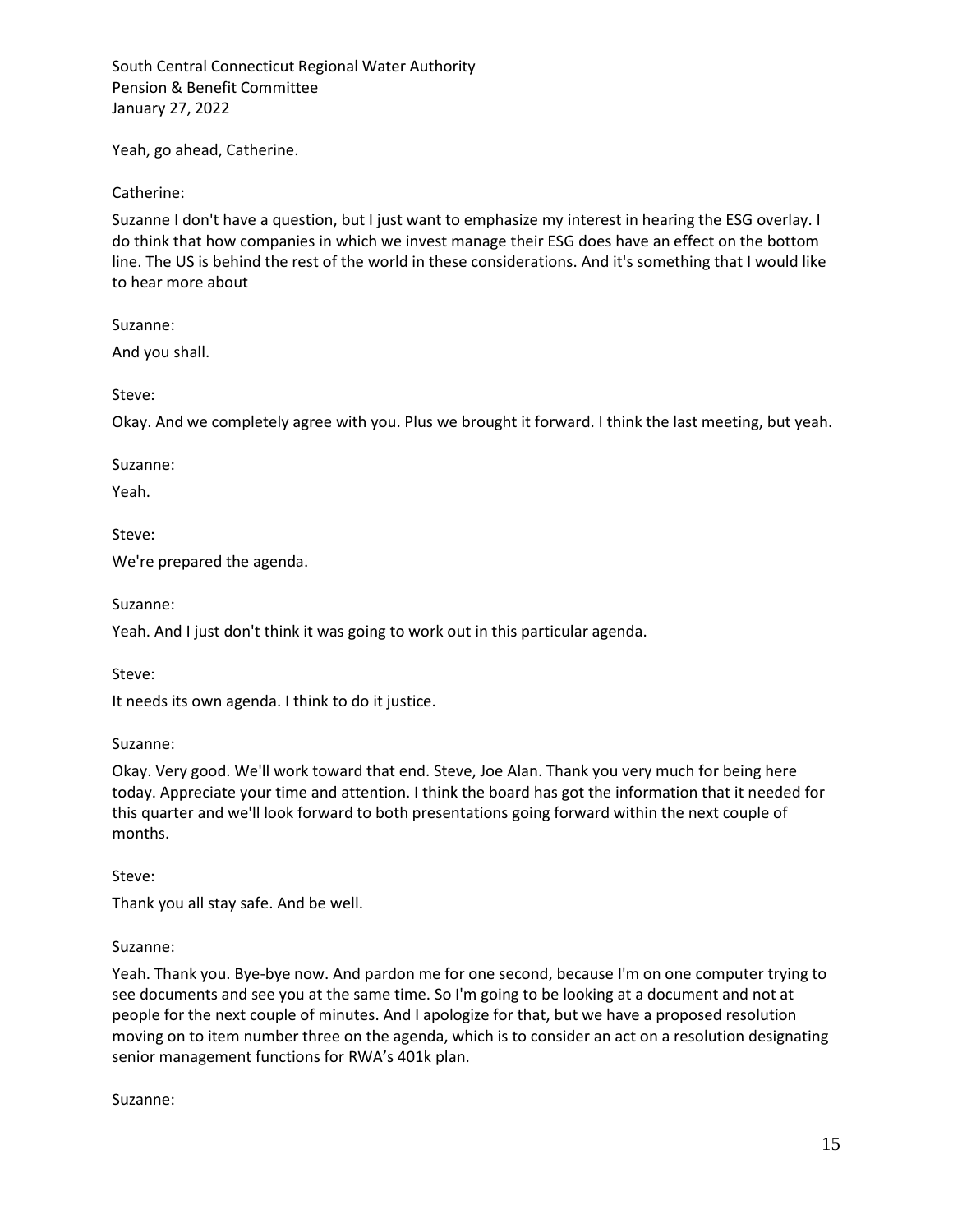Yeah, go ahead, Catherine.

Catherine:

Suzanne I don't have a question, but I just want to emphasize my interest in hearing the ESG overlay. I do think that how companies in which we invest manage their ESG does have an effect on the bottom line. The US is behind the rest of the world in these considerations. And it's something that I would like to hear more about

Suzanne:

And you shall.

Steve:

Okay. And we completely agree with you. Plus we brought it forward. I think the last meeting, but yeah.

Suzanne:

Yeah.

Steve:

We're prepared the agenda.

Suzanne:

Yeah. And I just don't think it was going to work out in this particular agenda.

Steve:

It needs its own agenda. I think to do it justice.

Suzanne:

Okay. Very good. We'll work toward that end. Steve, Joe Alan. Thank you very much for being here today. Appreciate your time and attention. I think the board has got the information that it needed for this quarter and we'll look forward to both presentations going forward within the next couple of months.

Steve:

Thank you all stay safe. And be well.

Suzanne:

Yeah. Thank you. Bye-bye now. And pardon me for one second, because I'm on one computer trying to see documents and see you at the same time. So I'm going to be looking at a document and not at people for the next couple of minutes. And I apologize for that, but we have a proposed resolution moving on to item number three on the agenda, which is to consider an act on a resolution designating senior management functions for RWA's 401k plan.

Suzanne: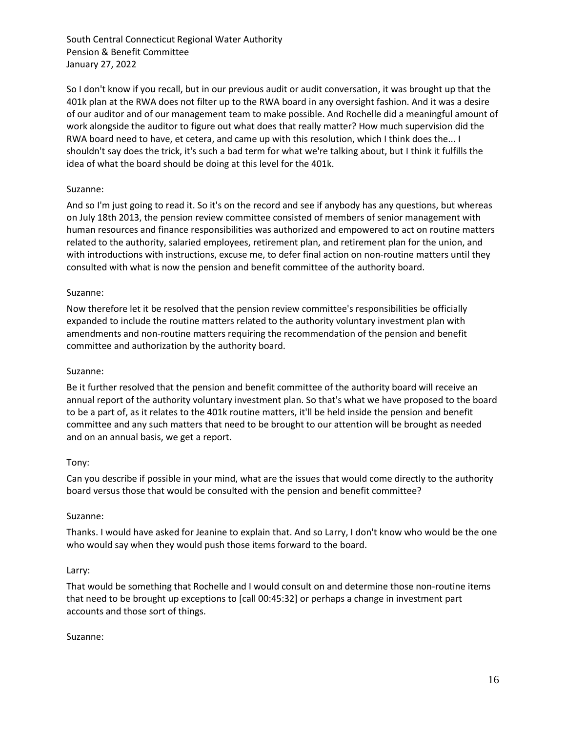So I don't know if you recall, but in our previous audit or audit conversation, it was brought up that the 401k plan at the RWA does not filter up to the RWA board in any oversight fashion. And it was a desire of our auditor and of our management team to make possible. And Rochelle did a meaningful amount of work alongside the auditor to figure out what does that really matter? How much supervision did the RWA board need to have, et cetera, and came up with this resolution, which I think does the... I shouldn't say does the trick, it's such a bad term for what we're talking about, but I think it fulfills the idea of what the board should be doing at this level for the 401k.

Suzanne:

And so I'm just going to read it. So it's on the record and see if anybody has any questions, but whereas on July 18th 2013, the pension review committee consisted of members of senior management with human resources and finance responsibilities was authorized and empowered to act on routine matters related to the authority, salaried employees, retirement plan, and retirement plan for the union, and with introductions with instructions, excuse me, to defer final action on non-routine matters until they consulted with what is now the pension and benefit committee of the authority board.

Suzanne:

Now therefore let it be resolved that the pension review committee's responsibilities be officially expanded to include the routine matters related to the authority voluntary investment plan with amendments and non-routine matters requiring the recommendation of the pension and benefit committee and authorization by the authority board.

Suzanne:

Be it further resolved that the pension and benefit committee of the authority board will receive an annual report of the authority voluntary investment plan. So that's what we have proposed to the board to be a part of, as it relates to the 401k routine matters, it'll be held inside the pension and benefit committee and any such matters that need to be brought to our attention will be brought as needed and on an annual basis, we get a report.

Tony:

Can you describe if possible in your mind, what are the issues that would come directly to the authority board versus those that would be consulted with the pension and benefit committee?

Suzanne:

Thanks. I would have asked for Jeanine to explain that. And so Larry, I don't know who would be the one who would say when they would push those items forward to the board.

Larry:

That would be something that Rochelle and I would consult on and determine those non-routine items that need to be brought up exceptions to [call 00:45:32] or perhaps a change in investment part accounts and those sort of things.

Suzanne: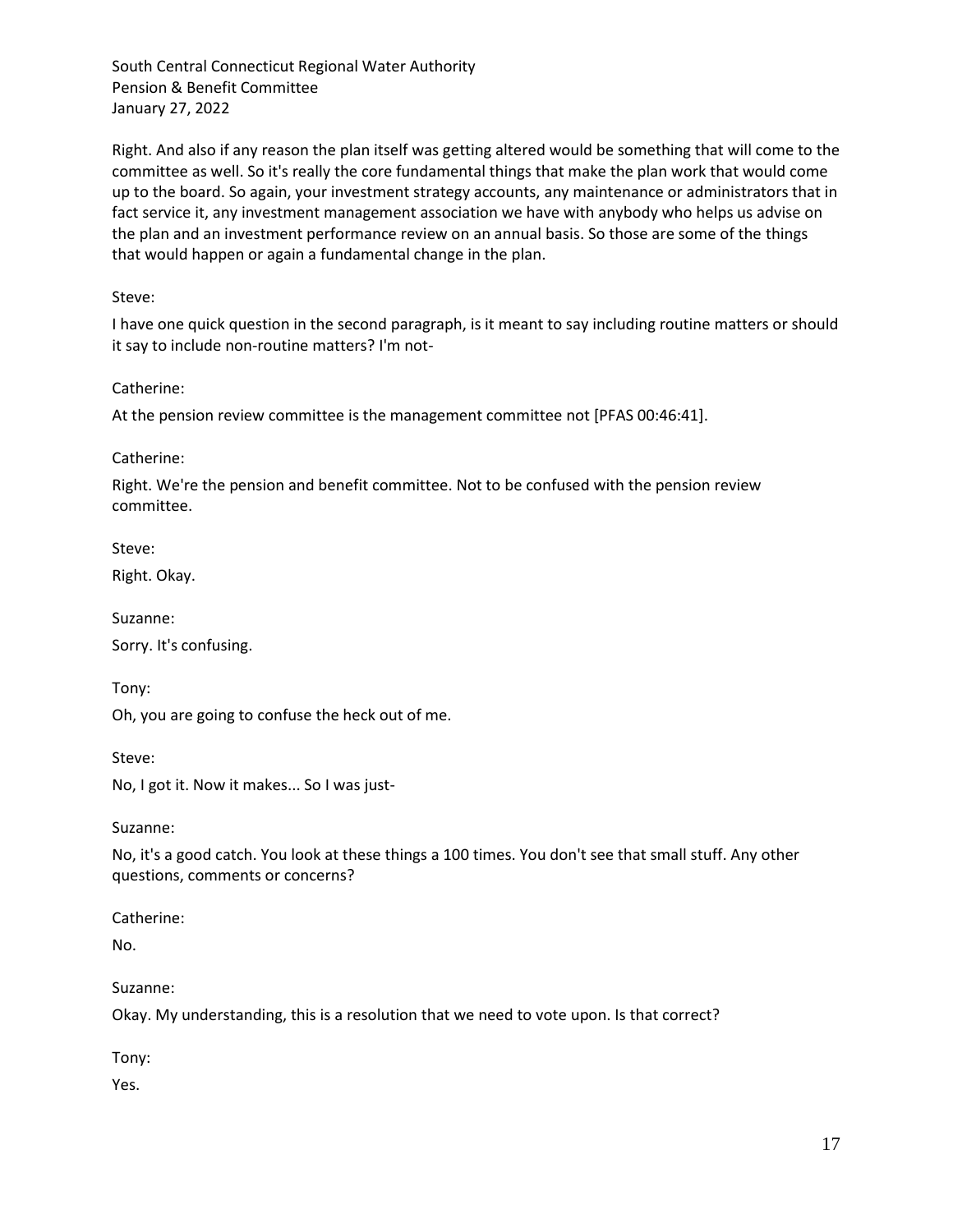Right. And also if any reason the plan itself was getting altered would be something that will come to the committee as well. So it's really the core fundamental things that make the plan work that would come up to the board. So again, your investment strategy accounts, any maintenance or administrators that in fact service it, any investment management association we have with anybody who helps us advise on the plan and an investment performance review on an annual basis. So those are some of the things that would happen or again a fundamental change in the plan.

Steve:

I have one quick question in the second paragraph, is it meant to say including routine matters or should it say to include non-routine matters? I'm not-

Catherine:

At the pension review committee is the management committee not [PFAS 00:46:41].

Catherine:

Right. We're the pension and benefit committee. Not to be confused with the pension review committee.

Steve:

Right. Okay.

Suzanne:

Sorry. It's confusing.

Tony:

Oh, you are going to confuse the heck out of me.

Steve:

No, I got it. Now it makes... So I was just-

Suzanne:

No, it's a good catch. You look at these things a 100 times. You don't see that small stuff. Any other questions, comments or concerns?

Catherine:

No.

Suzanne:

Okay. My understanding, this is a resolution that we need to vote upon. Is that correct?

Tony:

Yes.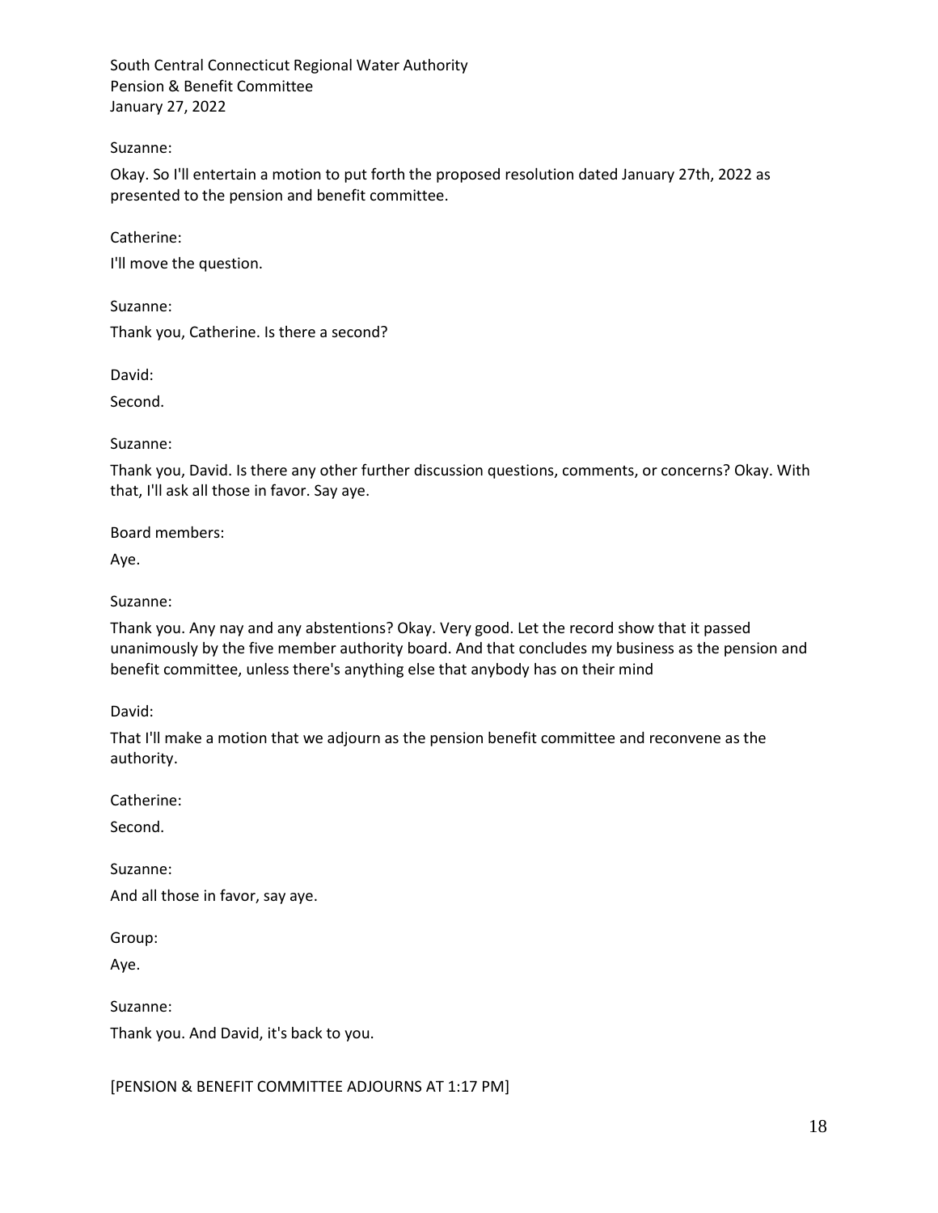Suzanne:

Okay. So I'll entertain a motion to put forth the proposed resolution dated January 27th, 2022 as presented to the pension and benefit committee.

Catherine:

I'll move the question.

Suzanne:

Thank you, Catherine. Is there a second?

David:

Second.

Suzanne:

Thank you, David. Is there any other further discussion questions, comments, or concerns? Okay. With that, I'll ask all those in favor. Say aye.

Board members:

Aye.

Suzanne:

Thank you. Any nay and any abstentions? Okay. Very good. Let the record show that it passed unanimously by the five member authority board. And that concludes my business as the pension and benefit committee, unless there's anything else that anybody has on their mind

David:

That I'll make a motion that we adjourn as the pension benefit committee and reconvene as the authority.

Catherine:

Second.

Suzanne:

And all those in favor, say aye.

Group:

Aye.

Suzanne:

Thank you. And David, it's back to you.

[PENSION & BENEFIT COMMITTEE ADJOURNS AT 1:17 PM]